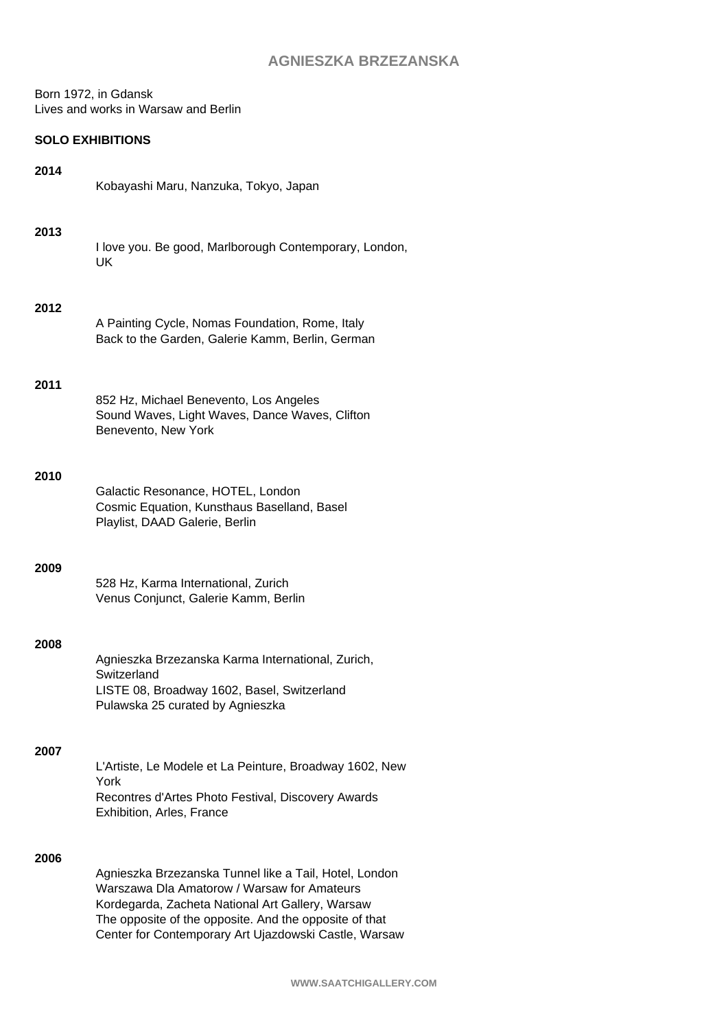# AGNIESZKA BRZEZANSKA

Born 1972, in Gdansk
Lives and works in Warsaw and Berlin

## SOLO EXHIBITIONS

**2014**

Kobayashi Maru, Nanzuka, Tokyo, Japan

**2013**

I love you. Be good, Marlborough Contemporary, London, UK

**2012**

A Painting Cycle, Nomas Foundation, Rome, Italy
Back to the Garden, Galerie Kamm, Berlin, German

**2011**

852 Hz, Michael Benevento, Los Angeles
Sound Waves, Light Waves, Dance Waves, Clifton Benevento, New York

**2010**

Galactic Resonance, HOTEL, London
Cosmic Equation, Kunsthaus Baselland, Basel
Playlist, DAAD Galerie, Berlin

**2009**

528 Hz, Karma International, Zurich
Venus Conjunct, Galerie Kamm, Berlin

**2008**

Agnieszka Brzezanska Karma International, Zurich, Switzerland
LISTE 08, Broadway 1602, Basel, Switzerland
Pulawska 25 curated by Agnieszka

**2007**

L'Artiste, Le Modele et La Peinture, Broadway 1602, New York
Recontres d'Artes Photo Festival, Discovery Awards Exhibition, Arles, France

**2006**

Agnieszka Brzezanska Tunnel like a Tail, Hotel, London
Warszawa Dla Amatorow / Warsaw for Amateurs
Kordegarda, Zacheta National Art Gallery, Warsaw
The opposite of the opposite. And the opposite of that
Center for Contemporary Art Ujazdowski Castle, Warsaw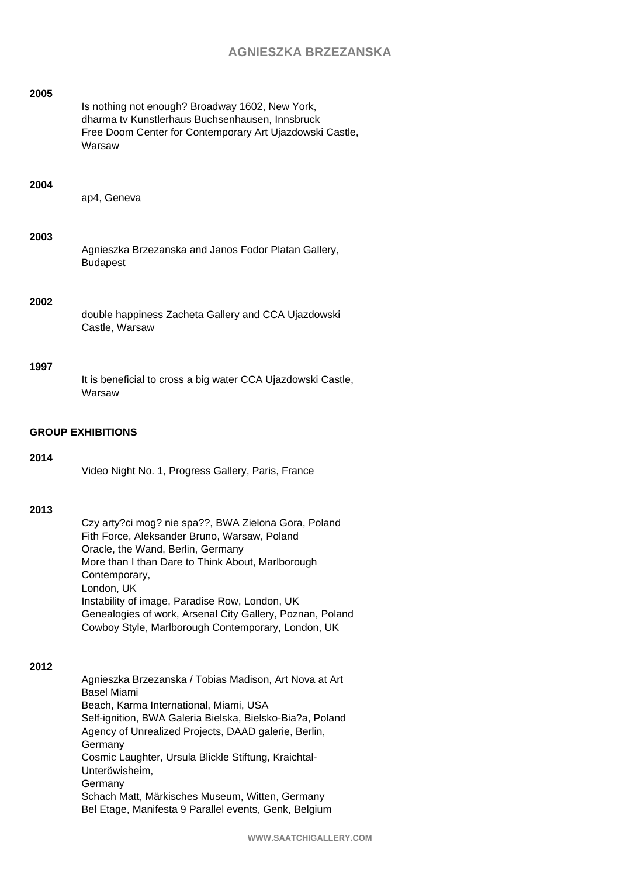# AGNIESZKA BRZEZANSKA

**2005**

Is nothing not enough? Broadway 1602, New York,
dharma tv Kunstlerhaus Buchsenhausen, Innsbruck
Free Doom Center for Contemporary Art Ujazdowski Castle, Warsaw

**2004**

ap4, Geneva

**2003**

Agnieszka Brzezanska and Janos Fodor Platan Gallery, Budapest

**2002**

double happiness Zacheta Gallery and CCA Ujazdowski Castle, Warsaw

**1997**

It is beneficial to cross a big water CCA Ujazdowski Castle, Warsaw

## GROUP EXHIBITIONS

**2014**

Video Night No. 1, Progress Gallery, Paris, France

**2013**

Czy arty?ci mog? nie spa??, BWA Zielona Gora, Poland
Fith Force, Aleksander Bruno, Warsaw, Poland
Oracle, the Wand, Berlin, Germany
More than I than Dare to Think About, Marlborough Contemporary,
London, UK
Instability of image, Paradise Row, London, UK
Genealogies of work, Arsenal City Gallery, Poznan, Poland
Cowboy Style, Marlborough Contemporary, London, UK

**2012**

Agnieszka Brzezanska / Tobias Madison, Art Nova at Art Basel Miami
Beach, Karma International, Miami, USA
Self-ignition, BWA Galeria Bielska, Bielsko-Bia?a, Poland
Agency of Unrealized Projects, DAAD galerie, Berlin, Germany
Cosmic Laughter, Ursula Blickle Stiftung, Kraichtal-Unteröwisheim,
Germany
Schach Matt, Märkisches Museum, Witten, Germany
Bel Etage, Manifesta 9 Parallel events, Genk, Belgium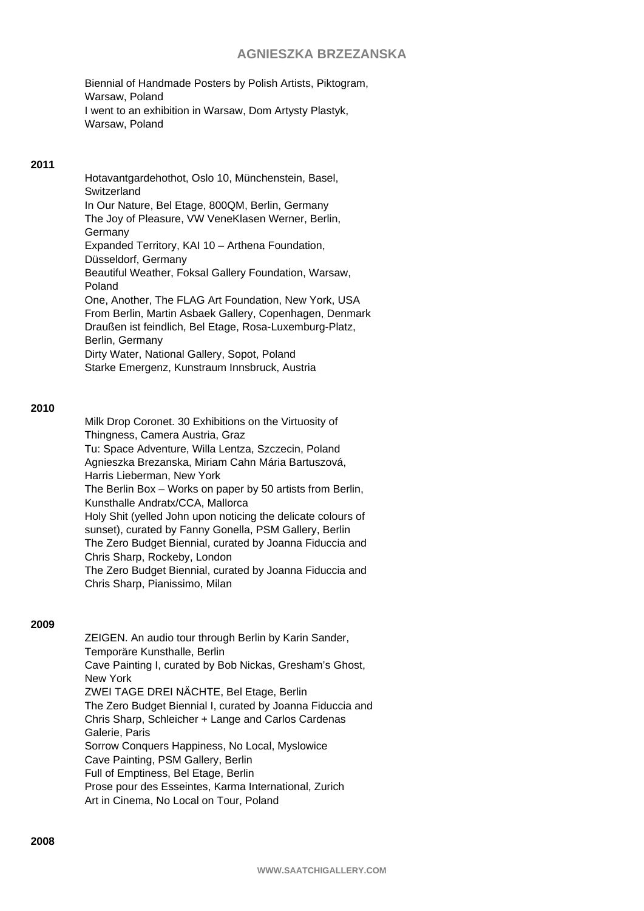Biennial of Handmade Posters by Polish Artists, Piktogram, Warsaw, Poland
I went to an exhibition in Warsaw, Dom Artysty Plastyk, Warsaw, Poland

**2011**

Hotavantgardehothot, Oslo 10, Münchenstein, Basel, Switzerland
In Our Nature, Bel Etage, 800QM, Berlin, Germany
The Joy of Pleasure, VW VeneKlasen Werner, Berlin, Germany
Expanded Territory, KAI 10 – Arthena Foundation, Düsseldorf, Germany
Beautiful Weather, Foksal Gallery Foundation, Warsaw, Poland
One, Another, The FLAG Art Foundation, New York, USA
From Berlin, Martin Asbaek Gallery, Copenhagen, Denmark
Draußen ist feindlich, Bel Etage, Rosa-Luxemburg-Platz, Berlin, Germany
Dirty Water, National Gallery, Sopot, Poland
Starke Emergenz, Kunstraum Innsbruck, Austria

**2010**

Milk Drop Coronet. 30 Exhibitions on the Virtuosity of Thingness, Camera Austria, Graz
Tu: Space Adventure, Willa Lentza, Szczecin, Poland
Agnieszka Brezanska, Miriam Cahn Mária Bartuszová, Harris Lieberman, New York
The Berlin Box – Works on paper by 50 artists from Berlin, Kunsthalle Andratx/CCA, Mallorca
Holy Shit (yelled John upon noticing the delicate colours of sunset), curated by Fanny Gonella, PSM Gallery, Berlin
The Zero Budget Biennial, curated by Joanna Fiduccia and Chris Sharp, Rockeby, London
The Zero Budget Biennial, curated by Joanna Fiduccia and Chris Sharp, Pianissimo, Milan

**2009**

ZEIGEN. An audio tour through Berlin by Karin Sander, Temporäre Kunsthalle, Berlin
Cave Painting I, curated by Bob Nickas, Gresham's Ghost, New York
ZWEI TAGE DREI NÄCHTE, Bel Etage, Berlin
The Zero Budget Biennial I, curated by Joanna Fiduccia and Chris Sharp, Schleicher + Lange and Carlos Cardenas Galerie, Paris
Sorrow Conquers Happiness, No Local, Myslowice
Cave Painting, PSM Gallery, Berlin
Full of Emptiness, Bel Etage, Berlin
Prose pour des Esseintes, Karma International, Zurich
Art in Cinema, No Local on Tour, Poland

**2008**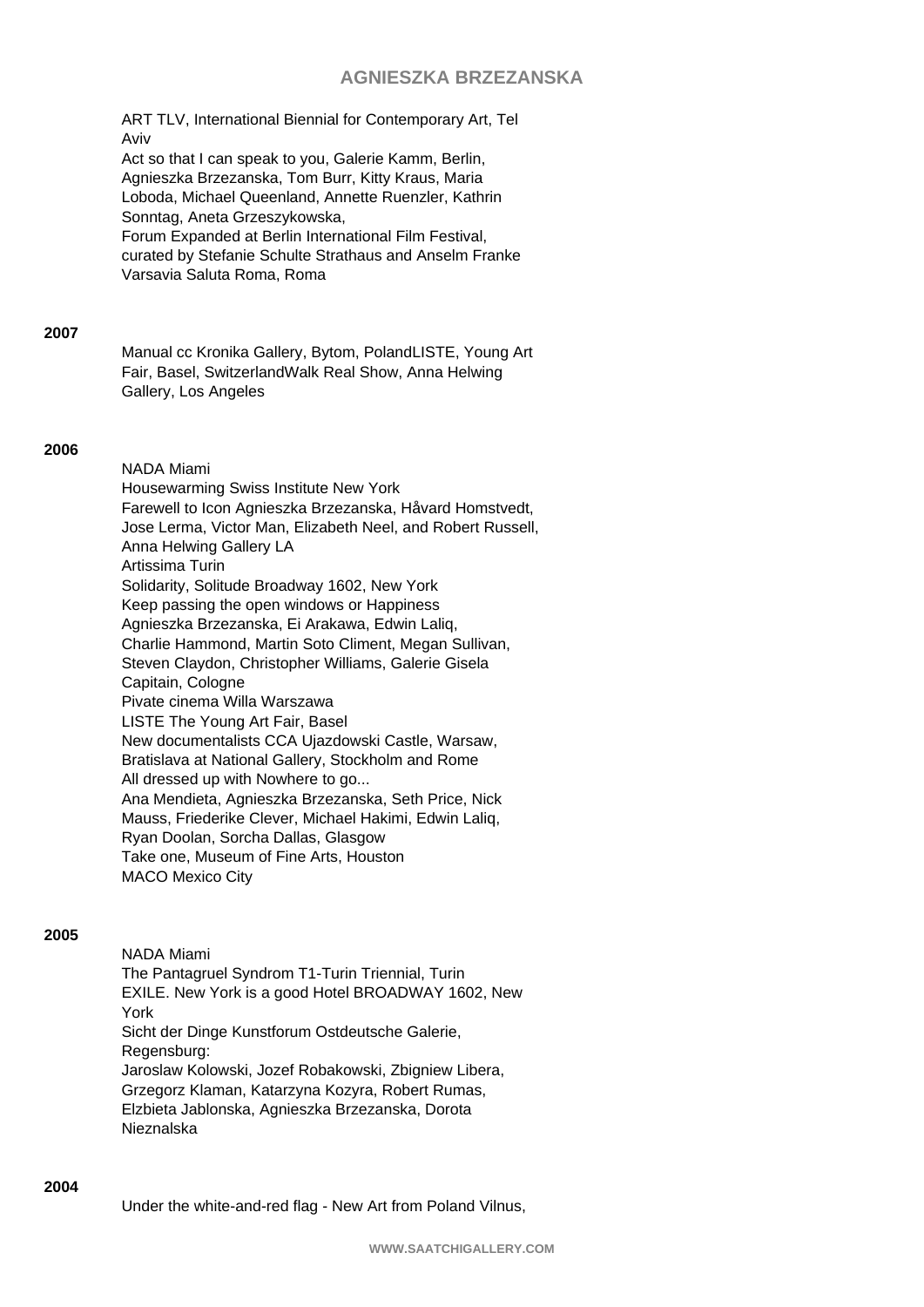ART TLV, International Biennial for Contemporary Art, Tel Aviv
Act so that I can speak to you, Galerie Kamm, Berlin, Agnieszka Brzezanska, Tom Burr, Kitty Kraus, Maria Loboda, Michael Queenland, Annette Ruenzler, Kathrin Sonntag, Aneta Grzeszykowska,
Forum Expanded at Berlin International Film Festival, curated by Stefanie Schulte Strathaus and Anselm Franke
Varsavia Saluta Roma, Roma

**2007**

Manual cc Kronika Gallery, Bytom, PolandLISTE, Young Art Fair, Basel, SwitzerlandWalk Real Show, Anna Helwing Gallery, Los Angeles

**2006**

NADA Miami
Housewarming Swiss Institute New York
Farewell to Icon Agnieszka Brzezanska, Håvard Homstvedt, Jose Lerma, Victor Man, Elizabeth Neel, and Robert Russell, Anna Helwing Gallery LA
Artissima Turin
Solidarity, Solitude Broadway 1602, New York
Keep passing the open windows or Happiness
Agnieszka Brzezanska, Ei Arakawa, Edwin Laliq, Charlie Hammond, Martin Soto Climent, Megan Sullivan, Steven Claydon, Christopher Williams, Galerie Gisela Capitain, Cologne
Pivate cinema Willa Warszawa
LISTE The Young Art Fair, Basel
New documentalists CCA Ujazdowski Castle, Warsaw, Bratislava at National Gallery, Stockholm and Rome
All dressed up with Nowhere to go...
Ana Mendieta, Agnieszka Brzezanska, Seth Price, Nick Mauss, Friederike Clever, Michael Hakimi, Edwin Laliq, Ryan Doolan, Sorcha Dallas, Glasgow
Take one, Museum of Fine Arts, Houston
MACO Mexico City

**2005**

NADA Miami
The Pantagruel Syndrom T1-Turin Triennial, Turin
EXILE. New York is a good Hotel BROADWAY 1602, New York
Sicht der Dinge Kunstforum Ostdeutsche Galerie, Regensburg:
Jaroslaw Kolowski, Jozef Robakowski, Zbigniew Libera, Grzegorz Klaman, Katarzyna Kozyra, Robert Rumas, Elzbieta Jablonska, Agnieszka Brzezanska, Dorota Nieznalska

**2004**

Under the white-and-red flag - New Art from Poland Vilnus,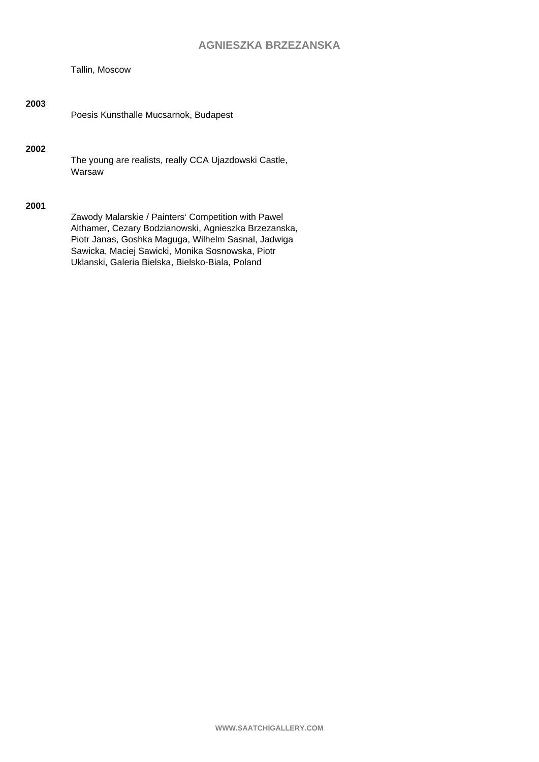Tallin, Moscow

**2003**

Poesis Kunsthalle Mucsarnok, Budapest

**2002**

The young are realists, really CCA Ujazdowski Castle, Warsaw

**2001**

Zawody Malarskie / Painters‘ Competition with Pawel Althamer, Cezary Bodzianowski, Agnieszka Brzezanska, Piotr Janas, Goshka Maguga, Wilhelm Sasnal, Jadwiga Sawicka, Maciej Sawicki, Monika Sosnowska, Piotr Uklanski, Galeria Bielska, Bielsko-Biala, Poland